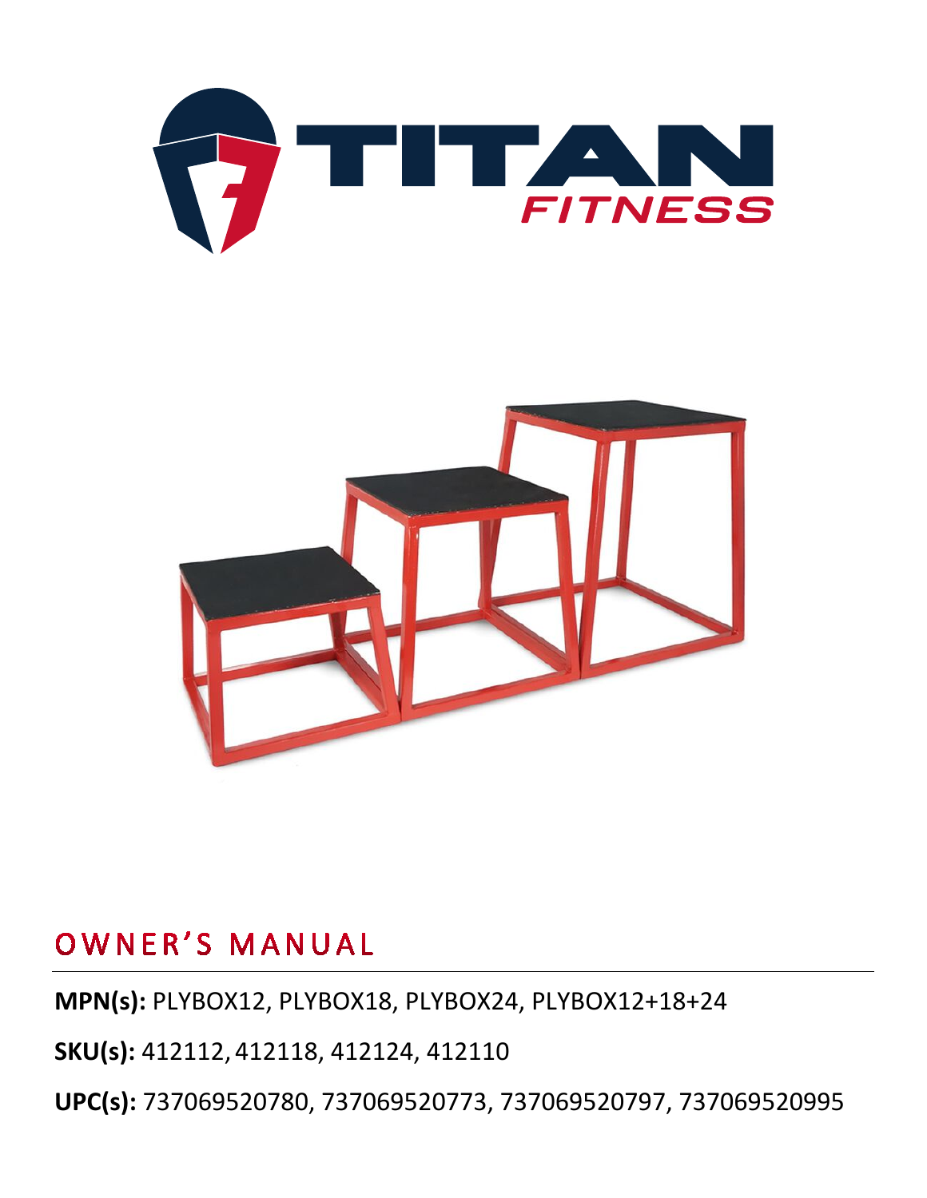# TITAN FITNESS

## OWNER'S MANUAL

**MPN(s):** PLYBOX12, PLYBOX18, PLYBOX24, PLYBOX12+18+24

**SKU(s):** 412112, 412118, 412124, 412110

**UPC(s):** 737069520780, 737069520773, 737069520797, 737069520995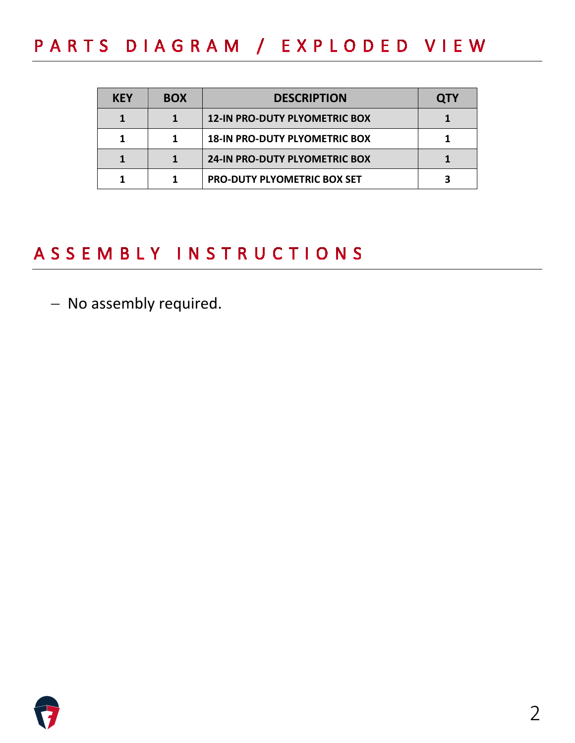## PARTS DIAGRAM / EXPLODED VIEW

| KEY | BOX | DESCRIPTION | QTY |
|---|---|---|---|
| 1 | 1 | 12-IN PRO-DUTY PLYOMETRIC BOX | 1 |
| 1 | 1 | 18-IN PRO-DUTY PLYOMETRIC BOX | 1 |
| 1 | 1 | 24-IN PRO-DUTY PLYOMETRIC BOX | 1 |
| 1 | 1 | PRO-DUTY PLYOMETRIC BOX SET | 3 |

## ASSEMBLY INSTRUCTIONS

- No assembly required.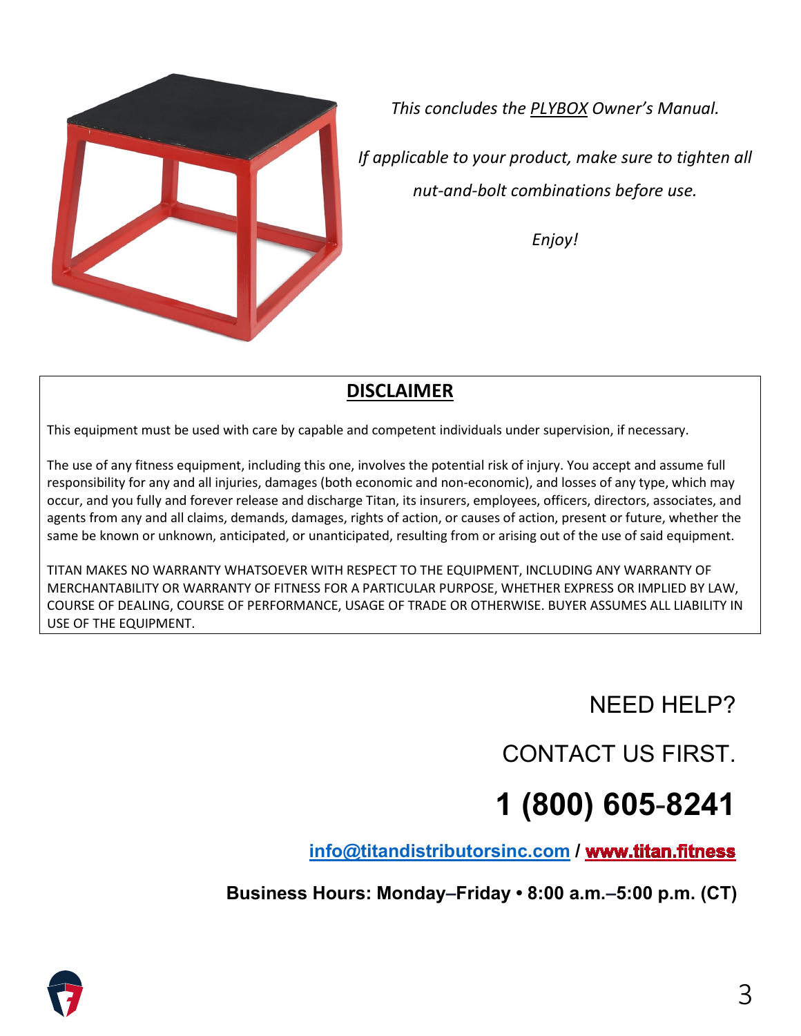*This concludes the PLYBOX Owner's Manual.*

*If applicable to your product, make sure to tighten all nut-and-bolt combinations before use.*

*Enjoy!*

## DISCLAIMER

This equipment must be used with care by capable and competent individuals under supervision, if necessary.

The use of any fitness equipment, including this one, involves the potential risk of injury. You accept and assume full responsibility for any and all injuries, damages (both economic and non-economic), and losses of any type, which may occur, and you fully and forever release and discharge Titan, its insurers, employees, officers, directors, associates, and agents from any and all claims, demands, damages, rights of action, or causes of action, present or future, whether the same be known or unknown, anticipated, or unanticipated, resulting from or arising out of the use of said equipment.

TITAN MAKES NO WARRANTY WHATSOEVER WITH RESPECT TO THE EQUIPMENT, INCLUDING ANY WARRANTY OF MERCHANTABILITY OR WARRANTY OF FITNESS FOR A PARTICULAR PURPOSE, WHETHER EXPRESS OR IMPLIED BY LAW, COURSE OF DEALING, COURSE OF PERFORMANCE, USAGE OF TRADE OR OTHERWISE. BUYER ASSUMES ALL LIABILITY IN USE OF THE EQUIPMENT.

NEED HELP?

CONTACT US FIRST.

**1 (800) 605-8241**

**info@titandistributorsinc.com / www.titan.fitness**

**Business Hours: Monday–Friday • 8:00 a.m.–5:00 p.m. (CT)**